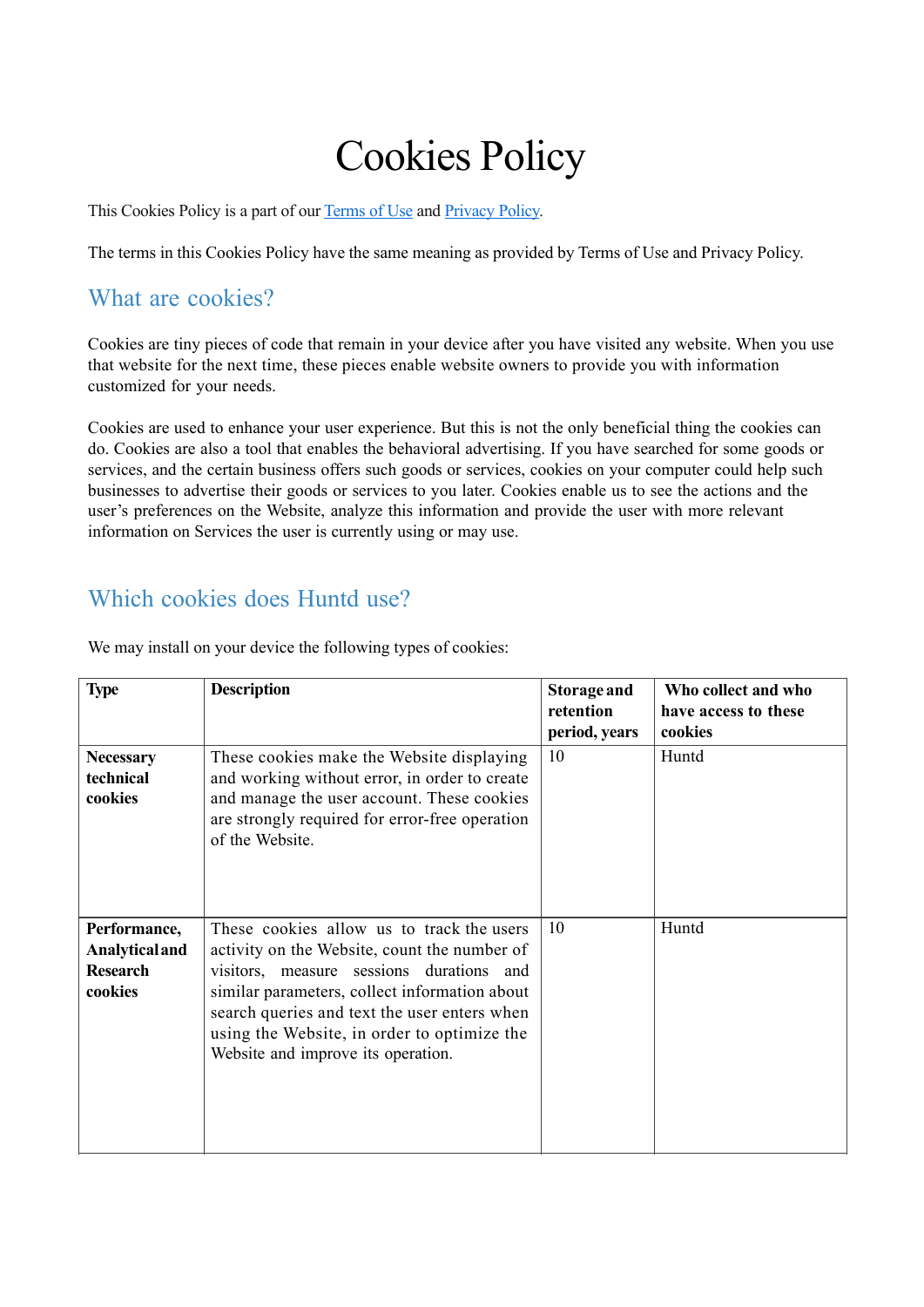# Cookies Policy

This Cookies Policy is a part of our [Terms of Use]() and [Privacy Policy]().

The terms in this Cookies Policy have the same meaning as provided by Terms of Use and Privacy Policy.

## What are cookies?

Cookies are tiny pieces of code that remain in your device after you have visited any website. When you use that website for the next time, these pieces enable website owners to provide you with information customized for your needs.

Cookies are used to enhance your user experience. But this is not the only beneficial thing the cookies can do. Cookies are also a tool that enables the behavioral advertising. If you have searched for some goods or services, and the certain business offers such goods or services, cookies on your computer could help such businesses to advertise their goods or services to you later. Cookies enable us to see the actions and the user's preferences on the Website, analyze this information and provide the user with more relevant information on Services the user is currently using or may use.

## Which cookies does Huntd use?

We may install on your device the following types of cookies:

| Type | Description | Storage and retention period, years | Who collect and who have access to these cookies |
|---|---|---|---|
| **Necessary technical cookies** | These cookies make the Website displaying and working without error, in order to create and manage the user account. These cookies are strongly required for error-free operation of the Website. | 10 | Huntd |
| **Performance, Analytical and Research cookies** | These cookies allow us to track the users activity on the Website, count the number of visitors, measure sessions durations and similar parameters, collect information about search queries and text the user enters when using the Website, in order to optimize the Website and improve its operation. | 10 | Huntd |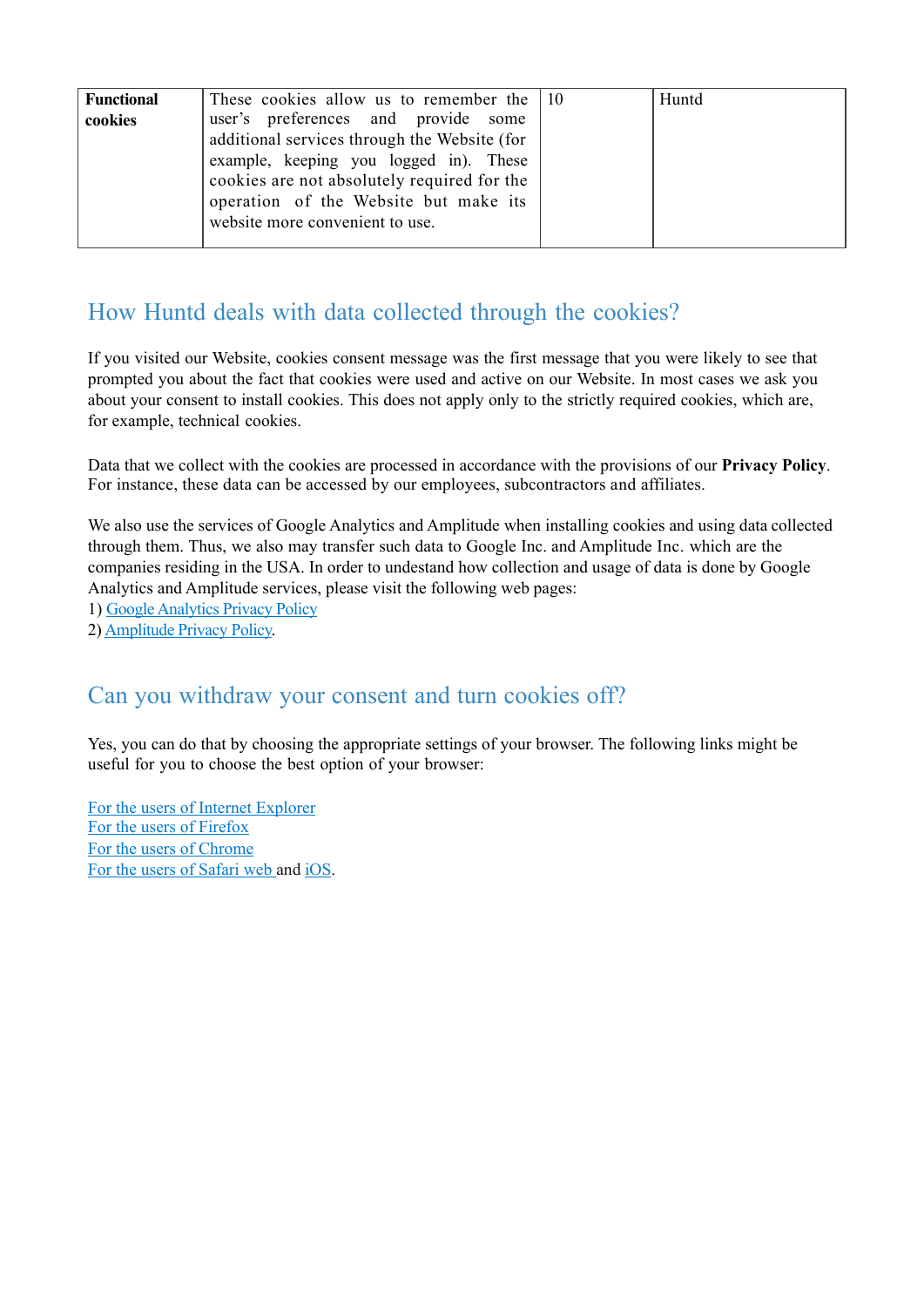| | | | |
|---|---|---|---|
| **Functional cookies** | These cookies allow us to remember the user's preferences and provide some additional services through the Website (for example, keeping you logged in). These cookies are not absolutely required for the operation of the Website but make its website more convenient to use. | 10 | Huntd |

## How Huntd deals with data collected through the cookies?

If you visited our Website, cookies consent message was the first message that you were likely to see that prompted you about the fact that cookies were used and active on our Website. In most cases we ask you about your consent to install cookies. This does not apply only to the strictly required cookies, which are, for example, technical cookies.

Data that we collect with the cookies are processed in accordance with the provisions of our **Privacy Policy**. For instance, these data can be accessed by our employees, subcontractors and affiliates.

We also use the services of Google Analytics and Amplitude when installing cookies and using data collected through them. Thus, we also may transfer such data to Google Inc. and Amplitude Inc. which are the companies residing in the USA. In order to undestand how collection and usage of data is done by Google Analytics and Amplitude services, please visit the following web pages:
1) Google Analytics Privacy Policy
2) Amplitude Privacy Policy.

## Can you withdraw your consent and turn cookies off?

Yes, you can do that by choosing the appropriate settings of your browser. The following links might be useful for you to choose the best option of your browser:

For the users of Internet Explorer
For the users of Firefox
For the users of Chrome
For the users of Safari web and iOS.